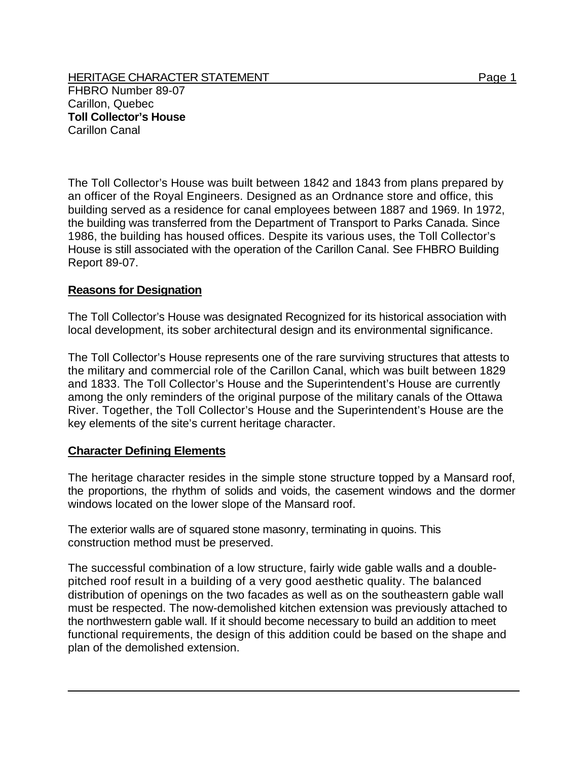HERITAGE CHARACTER STATEMENT

FHBRO Number 89-07
Carillon, Quebec
**Toll Collector's House**
Carillon Canal

The Toll Collector's House was built between 1842 and 1843 from plans prepared by an officer of the Royal Engineers. Designed as an Ordnance store and office, this building served as a residence for canal employees between 1887 and 1969. In 1972, the building was transferred from the Department of Transport to Parks Canada. Since 1986, the building has housed offices. Despite its various uses, the Toll Collector's House is still associated with the operation of the Carillon Canal. See FHBRO Building Report 89-07.

## Reasons for Designation

The Toll Collector's House was designated Recognized for its historical association with local development, its sober architectural design and its environmental significance.

The Toll Collector's House represents one of the rare surviving structures that attests to the military and commercial role of the Carillon Canal, which was built between 1829 and 1833. The Toll Collector's House and the Superintendent's House are currently among the only reminders of the original purpose of the military canals of the Ottawa River. Together, the Toll Collector's House and the Superintendent's House are the key elements of the site's current heritage character.

## Character Defining Elements

The heritage character resides in the simple stone structure topped by a Mansard roof, the proportions, the rhythm of solids and voids, the casement windows and the dormer windows located on the lower slope of the Mansard roof.

The exterior walls are of squared stone masonry, terminating in quoins. This construction method must be preserved.

The successful combination of a low structure, fairly wide gable walls and a double-pitched roof result in a building of a very good aesthetic quality. The balanced distribution of openings on the two facades as well as on the southeastern gable wall must be respected. The now-demolished kitchen extension was previously attached to the northwestern gable wall. If it should become necessary to build an addition to meet functional requirements, the design of this addition could be based on the shape and plan of the demolished extension.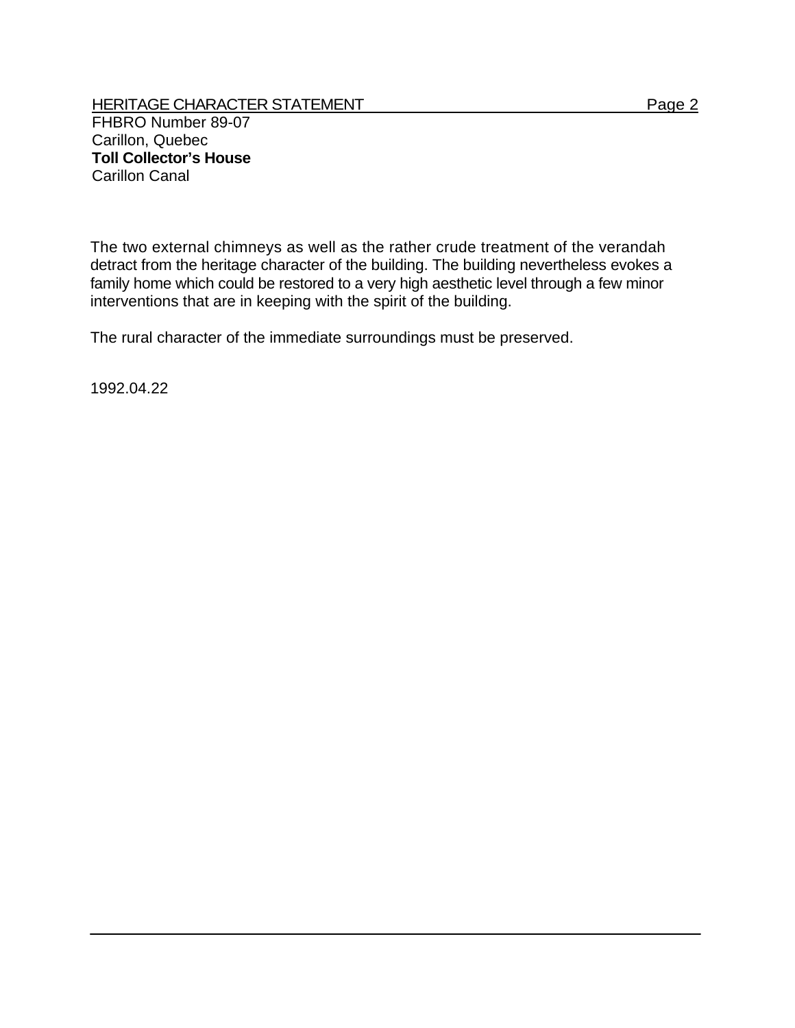The two external chimneys as well as the rather crude treatment of the verandah detract from the heritage character of the building. The building nevertheless evokes a family home which could be restored to a very high aesthetic level through a few minor interventions that are in keeping with the spirit of the building.

The rural character of the immediate surroundings must be preserved.

1992.04.22